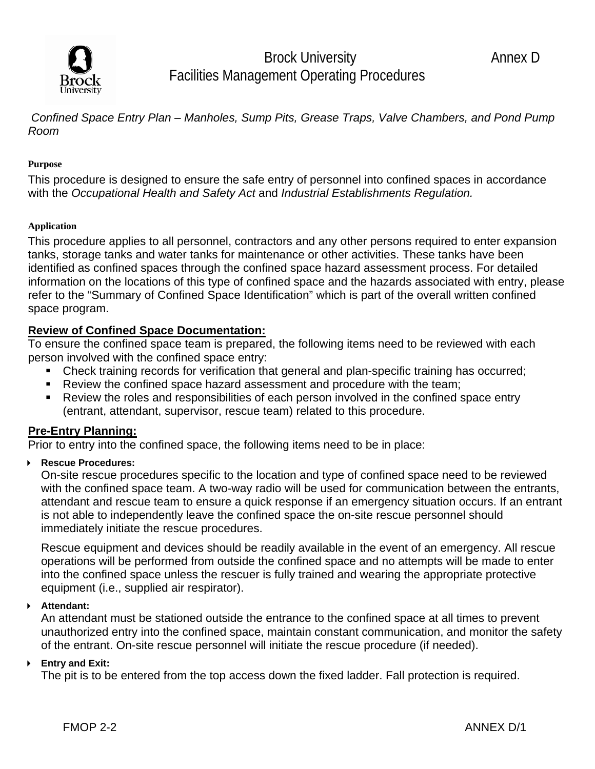Brock University — Annex D

Facilities Management Operating Procedures

*Confined Space Entry Plan – Manholes, Sump Pits, Grease Traps, Valve Chambers, and Pond Pump Room*

**Purpose**

This procedure is designed to ensure the safe entry of personnel into confined spaces in accordance with the *Occupational Health and Safety Act* and *Industrial Establishments Regulation.*

**Application**

This procedure applies to all personnel, contractors and any other persons required to enter expansion tanks, storage tanks and water tanks for maintenance or other activities. These tanks have been identified as confined spaces through the confined space hazard assessment process. For detailed information on the locations of this type of confined space and the hazards associated with entry, please refer to the "Summary of Confined Space Identification" which is part of the overall written confined space program.

## Review of Confined Space Documentation:

To ensure the confined space team is prepared, the following items need to be reviewed with each person involved with the confined space entry:

- Check training records for verification that general and plan-specific training has occurred;
- Review the confined space hazard assessment and procedure with the team;
- Review the roles and responsibilities of each person involved in the confined space entry (entrant, attendant, supervisor, rescue team) related to this procedure.

## Pre-Entry Planning:

Prior to entry into the confined space, the following items need to be in place:

- **Rescue Procedures:**

  On-site rescue procedures specific to the location and type of confined space need to be reviewed with the confined space team. A two-way radio will be used for communication between the entrants, attendant and rescue team to ensure a quick response if an emergency situation occurs. If an entrant is not able to independently leave the confined space the on-site rescue personnel should immediately initiate the rescue procedures.

  Rescue equipment and devices should be readily available in the event of an emergency. All rescue operations will be performed from outside the confined space and no attempts will be made to enter into the confined space unless the rescuer is fully trained and wearing the appropriate protective equipment (i.e., supplied air respirator).

- **Attendant:**

  An attendant must be stationed outside the entrance to the confined space at all times to prevent unauthorized entry into the confined space, maintain constant communication, and monitor the safety of the entrant. On-site rescue personnel will initiate the rescue procedure (if needed).

- **Entry and Exit:**

  The pit is to be entered from the top access down the fixed ladder. Fall protection is required.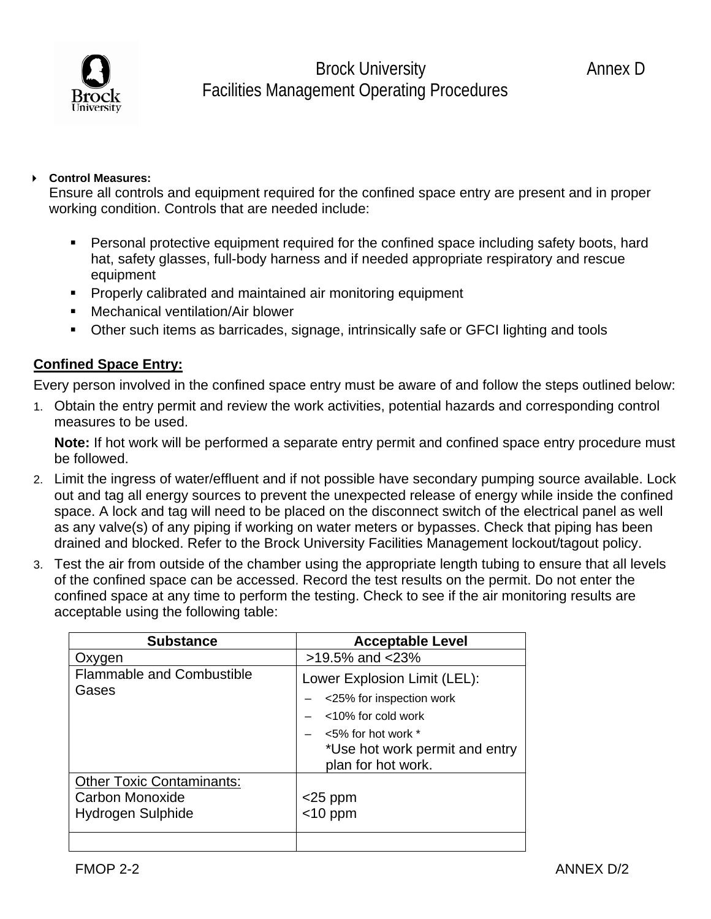- **Control Measures:**
  Ensure all controls and equipment required for the confined space entry are present and in proper working condition. Controls that are needed include:

  - Personal protective equipment required for the confined space including safety boots, hard hat, safety glasses, full-body harness and if needed appropriate respiratory and rescue equipment
  - Properly calibrated and maintained air monitoring equipment
  - Mechanical ventilation/Air blower
  - Other such items as barricades, signage, intrinsically safe or GFCI lighting and tools

## Confined Space Entry:

Every person involved in the confined space entry must be aware of and follow the steps outlined below:

1. Obtain the entry permit and review the work activities, potential hazards and corresponding control measures to be used.

   **Note:** If hot work will be performed a separate entry permit and confined space entry procedure must be followed.

2. Limit the ingress of water/effluent and if not possible have secondary pumping source available. Lock out and tag all energy sources to prevent the unexpected release of energy while inside the confined space. A lock and tag will need to be placed on the disconnect switch of the electrical panel as well as any valve(s) of any piping if working on water meters or bypasses. Check that piping has been drained and blocked. Refer to the Brock University Facilities Management lockout/tagout policy.

3. Test the air from outside of the chamber using the appropriate length tubing to ensure that all levels of the confined space can be accessed. Record the test results on the permit. Do not enter the confined space at any time to perform the testing. Check to see if the air monitoring results are acceptable using the following table:

| Substance | Acceptable Level |
|---|---|
| Oxygen | >19.5% and <23% |
| Flammable and Combustible Gases | Lower Explosion Limit (LEL):<br>– <25% for inspection work<br>– <10% for cold work<br>– <5% for hot work *<br>*Use hot work permit and entry plan for hot work. |
| Other Toxic Contaminants:<br>Carbon Monoxide<br>Hydrogen Sulphide | <br><25 ppm<br><10 ppm |
| | |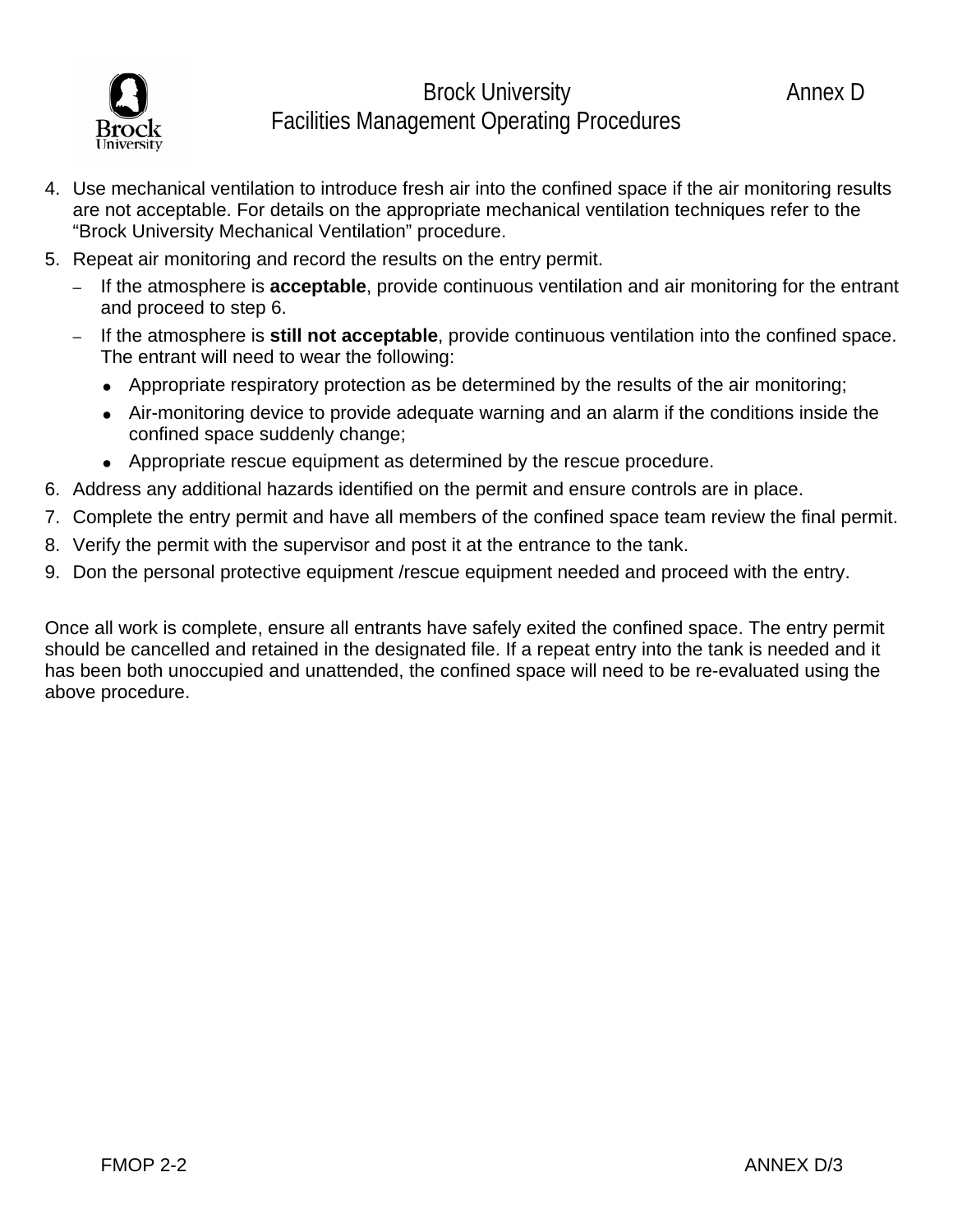4. Use mechanical ventilation to introduce fresh air into the confined space if the air monitoring results are not acceptable. For details on the appropriate mechanical ventilation techniques refer to the "Brock University Mechanical Ventilation" procedure.
5. Repeat air monitoring and record the results on the entry permit.
   - If the atmosphere is **acceptable**, provide continuous ventilation and air monitoring for the entrant and proceed to step 6.
   - If the atmosphere is **still not acceptable**, provide continuous ventilation into the confined space. The entrant will need to wear the following:
     - Appropriate respiratory protection as be determined by the results of the air monitoring;
     - Air-monitoring device to provide adequate warning and an alarm if the conditions inside the confined space suddenly change;
     - Appropriate rescue equipment as determined by the rescue procedure.
6. Address any additional hazards identified on the permit and ensure controls are in place.
7. Complete the entry permit and have all members of the confined space team review the final permit.
8. Verify the permit with the supervisor and post it at the entrance to the tank.
9. Don the personal protective equipment /rescue equipment needed and proceed with the entry.

Once all work is complete, ensure all entrants have safely exited the confined space. The entry permit should be cancelled and retained in the designated file. If a repeat entry into the tank is needed and it has been both unoccupied and unattended, the confined space will need to be re-evaluated using the above procedure.